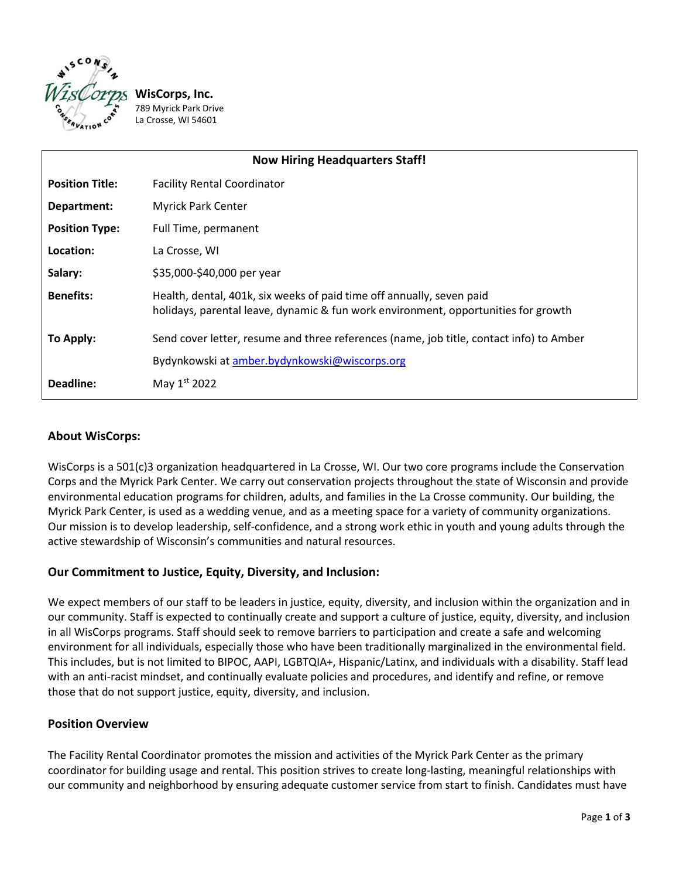**WisCorps, Inc.**
789 Myrick Park Drive
La Crosse, WI 54601

| Now Hiring Headquarters Staff! | |
|---|---|
| **Position Title:** | Facility Rental Coordinator |
| **Department:** | Myrick Park Center |
| **Position Type:** | Full Time, permanent |
| **Location:** | La Crosse, WI |
| **Salary:** | $35,000-$40,000 per year |
| **Benefits:** | Health, dental, 401k, six weeks of paid time off annually, seven paid holidays, parental leave, dynamic & fun work environment, opportunities for growth |
| **To Apply:** | Send cover letter, resume and three references (name, job title, contact info) to Amber Bydynkowski at amber.bydynkowski@wiscorps.org |
| **Deadline:** | May 1st 2022 |

## About WisCorps:

WisCorps is a 501(c)3 organization headquartered in La Crosse, WI. Our two core programs include the Conservation Corps and the Myrick Park Center. We carry out conservation projects throughout the state of Wisconsin and provide environmental education programs for children, adults, and families in the La Crosse community. Our building, the Myrick Park Center, is used as a wedding venue, and as a meeting space for a variety of community organizations. Our mission is to develop leadership, self-confidence, and a strong work ethic in youth and young adults through the active stewardship of Wisconsin's communities and natural resources.

## Our Commitment to Justice, Equity, Diversity, and Inclusion:

We expect members of our staff to be leaders in justice, equity, diversity, and inclusion within the organization and in our community. Staff is expected to continually create and support a culture of justice, equity, diversity, and inclusion in all WisCorps programs. Staff should seek to remove barriers to participation and create a safe and welcoming environment for all individuals, especially those who have been traditionally marginalized in the environmental field. This includes, but is not limited to BIPOC, AAPI, LGBTQIA+, Hispanic/Latinx, and individuals with a disability. Staff lead with an anti-racist mindset, and continually evaluate policies and procedures, and identify and refine, or remove those that do not support justice, equity, diversity, and inclusion.

## Position Overview

The Facility Rental Coordinator promotes the mission and activities of the Myrick Park Center as the primary coordinator for building usage and rental. This position strives to create long-lasting, meaningful relationships with our community and neighborhood by ensuring adequate customer service from start to finish. Candidates must have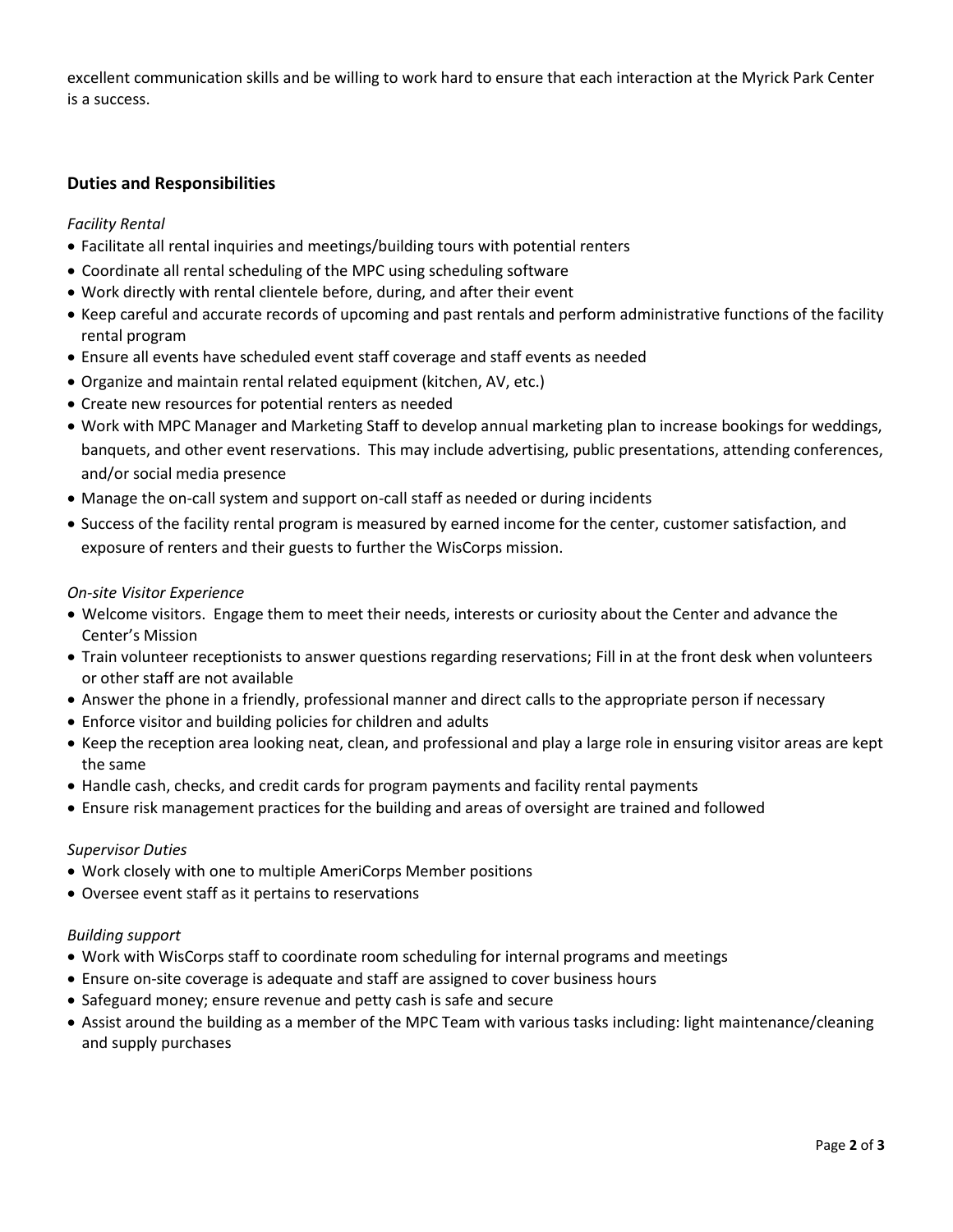excellent communication skills and be willing to work hard to ensure that each interaction at the Myrick Park Center is a success.

## Duties and Responsibilities

*Facility Rental*

- Facilitate all rental inquiries and meetings/building tours with potential renters
- Coordinate all rental scheduling of the MPC using scheduling software
- Work directly with rental clientele before, during, and after their event
- Keep careful and accurate records of upcoming and past rentals and perform administrative functions of the facility rental program
- Ensure all events have scheduled event staff coverage and staff events as needed
- Organize and maintain rental related equipment (kitchen, AV, etc.)
- Create new resources for potential renters as needed
- Work with MPC Manager and Marketing Staff to develop annual marketing plan to increase bookings for weddings, banquets, and other event reservations. This may include advertising, public presentations, attending conferences, and/or social media presence
- Manage the on-call system and support on-call staff as needed or during incidents
- Success of the facility rental program is measured by earned income for the center, customer satisfaction, and exposure of renters and their guests to further the WisCorps mission.

*On-site Visitor Experience*

- Welcome visitors. Engage them to meet their needs, interests or curiosity about the Center and advance the Center's Mission
- Train volunteer receptionists to answer questions regarding reservations; Fill in at the front desk when volunteers or other staff are not available
- Answer the phone in a friendly, professional manner and direct calls to the appropriate person if necessary
- Enforce visitor and building policies for children and adults
- Keep the reception area looking neat, clean, and professional and play a large role in ensuring visitor areas are kept the same
- Handle cash, checks, and credit cards for program payments and facility rental payments
- Ensure risk management practices for the building and areas of oversight are trained and followed

*Supervisor Duties*

- Work closely with one to multiple AmeriCorps Member positions
- Oversee event staff as it pertains to reservations

*Building support*

- Work with WisCorps staff to coordinate room scheduling for internal programs and meetings
- Ensure on-site coverage is adequate and staff are assigned to cover business hours
- Safeguard money; ensure revenue and petty cash is safe and secure
- Assist around the building as a member of the MPC Team with various tasks including: light maintenance/cleaning and supply purchases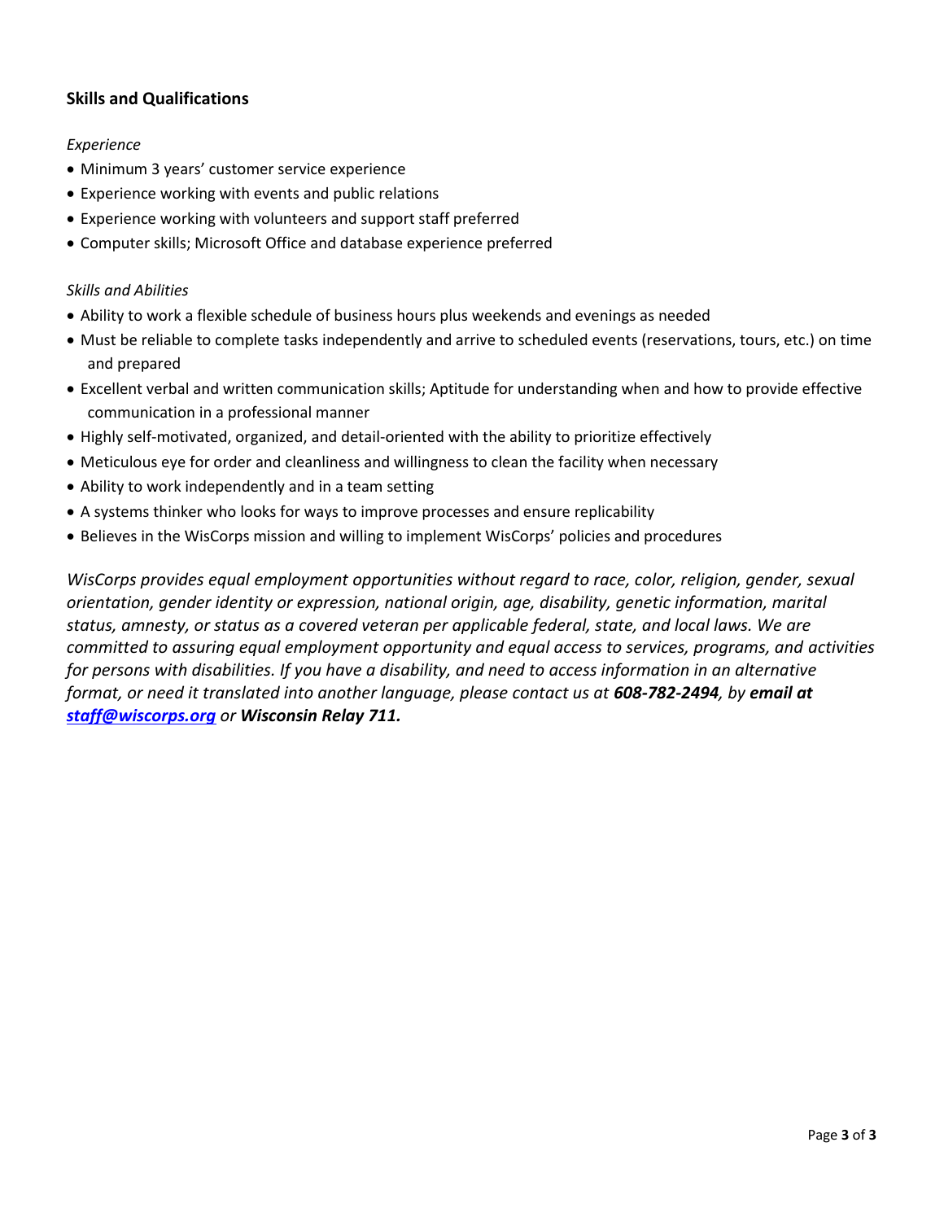## Skills and Qualifications

*Experience*

- Minimum 3 years' customer service experience
- Experience working with events and public relations
- Experience working with volunteers and support staff preferred
- Computer skills; Microsoft Office and database experience preferred

*Skills and Abilities*

- Ability to work a flexible schedule of business hours plus weekends and evenings as needed
- Must be reliable to complete tasks independently and arrive to scheduled events (reservations, tours, etc.) on time and prepared
- Excellent verbal and written communication skills; Aptitude for understanding when and how to provide effective communication in a professional manner
- Highly self-motivated, organized, and detail-oriented with the ability to prioritize effectively
- Meticulous eye for order and cleanliness and willingness to clean the facility when necessary
- Ability to work independently and in a team setting
- A systems thinker who looks for ways to improve processes and ensure replicability
- Believes in the WisCorps mission and willing to implement WisCorps' policies and procedures

*WisCorps provides equal employment opportunities without regard to race, color, religion, gender, sexual orientation, gender identity or expression, national origin, age, disability, genetic information, marital status, amnesty, or status as a covered veteran per applicable federal, state, and local laws. We are committed to assuring equal employment opportunity and equal access to services, programs, and activities for persons with disabilities. If you have a disability, and need to access information in an alternative format, or need it translated into another language, please contact us at **608-782-2494**, by **email at [staff@wiscorps.org](mailto:staff@wiscorps.org)** or **Wisconsin Relay 711.***